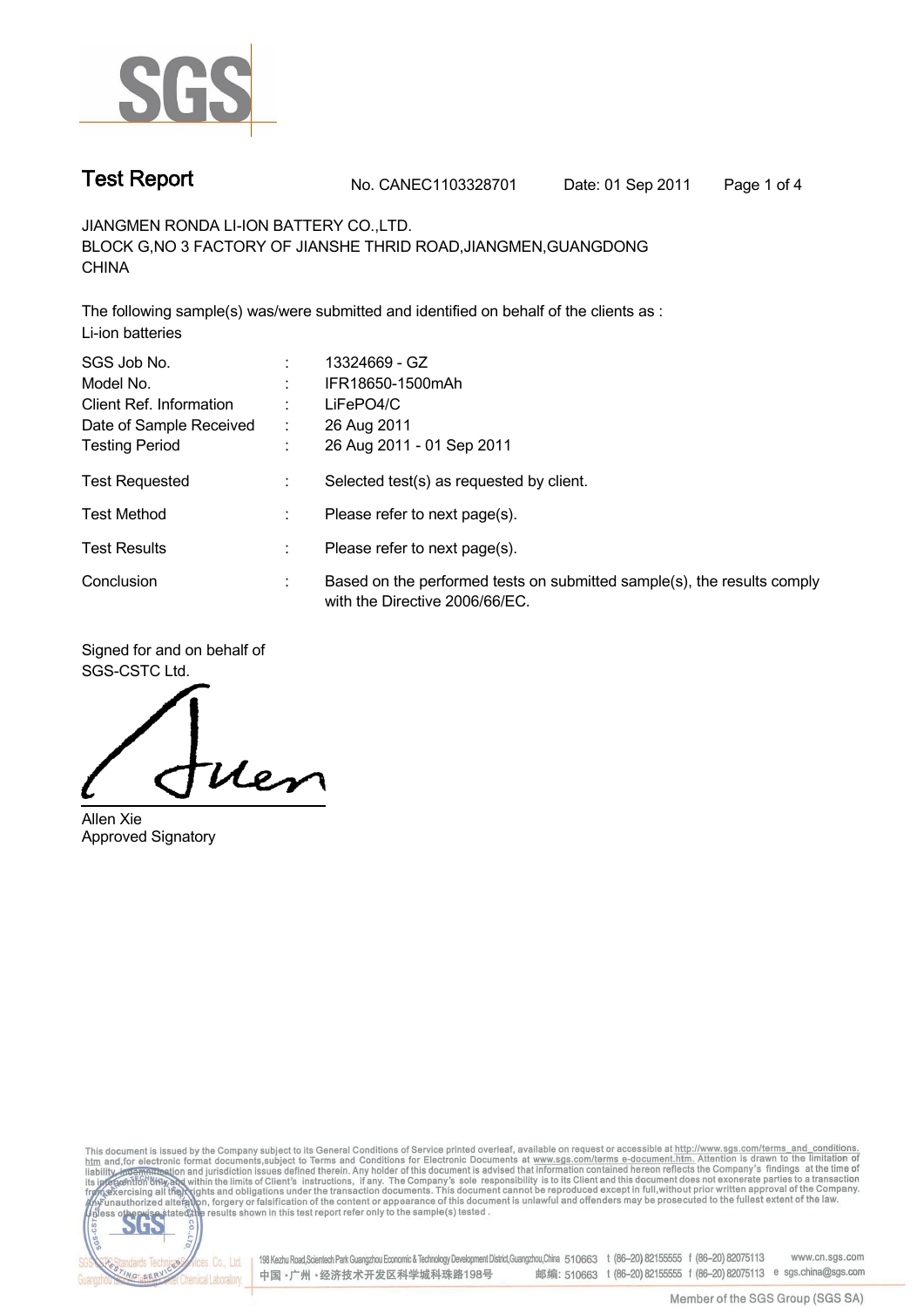# Test Report

No. CANEC1103328701 Date: 01 Sep 2011

JIANGMEN RONDA LI-ION BATTERY CO.,LTD.
BLOCK G,NO 3 FACTORY OF JIANSHE THRID ROAD,JIANGMEN,GUANGDONG
CHINA

The following sample(s) was/were submitted and identified on behalf of the clients as :
Li-ion batteries

| | | |
|---|---|---|
| SGS Job No. | : | 13324669 - GZ |
| Model No. | : | IFR18650-1500mAh |
| Client Ref. Information | : | $LiFePO_4$/C |
| Date of Sample Received | : | 26 Aug 2011 |
| Testing Period | : | 26 Aug 2011 - 01 Sep 2011 |
| Test Requested | : | Selected test(s) as requested by client. |
| Test Method | : | Please refer to next page(s). |
| Test Results | : | Please refer to next page(s). |
| Conclusion | : | Based on the performed tests on submitted sample(s), the results comply with the Directive 2006/66/EC. |

Signed for and on behalf of
SGS-CSTC Ltd.

Allen Xie
Approved Signatory

This document is issued by the Company subject to its General Conditions of Service printed overleaf, available on request or accessible at http://www.sgs.com/terms_and_conditions.htm and,for electronic format documents,subject to Terms and Conditions for Electronic Documents at www.sgs.com/terms_e-document.htm. Attention is drawn to the limitation of liability, indemnification and jurisdiction issues defined therein. Any holder of this document is advised that information contained hereon reflects the Company's findings at the time of its intervention only and within the limits of Client's instructions, if any. The Company's sole responsibility is to its Client and this document does not exonerate parties to a transaction from exercising all their rights and obligations under the transaction documents. This document cannot be reproduced except in full,without prior written approval of the Company. Any unauthorized alteration, forgery or falsification of the content or appearance of this document is unlawful and offenders may be prosecuted to the fullest extent of the law. Unless otherwise stated the results shown in this test report refer only to the sample(s) tested .

198 Kezhu Road,Scientech Park Guangzhou Economic & Technology Development District,Guangzhou,China 510663 t (86–20) 82155555 f (86–20) 82075113 www.cn.sgs.com
中国・广州・经济技术开发区科学城科珠路198号 邮编: 510663 t (86–20) 82155555 f (86–20) 82075113 e sgs.china@sgs.com

Member of the SGS Group (SGS SA)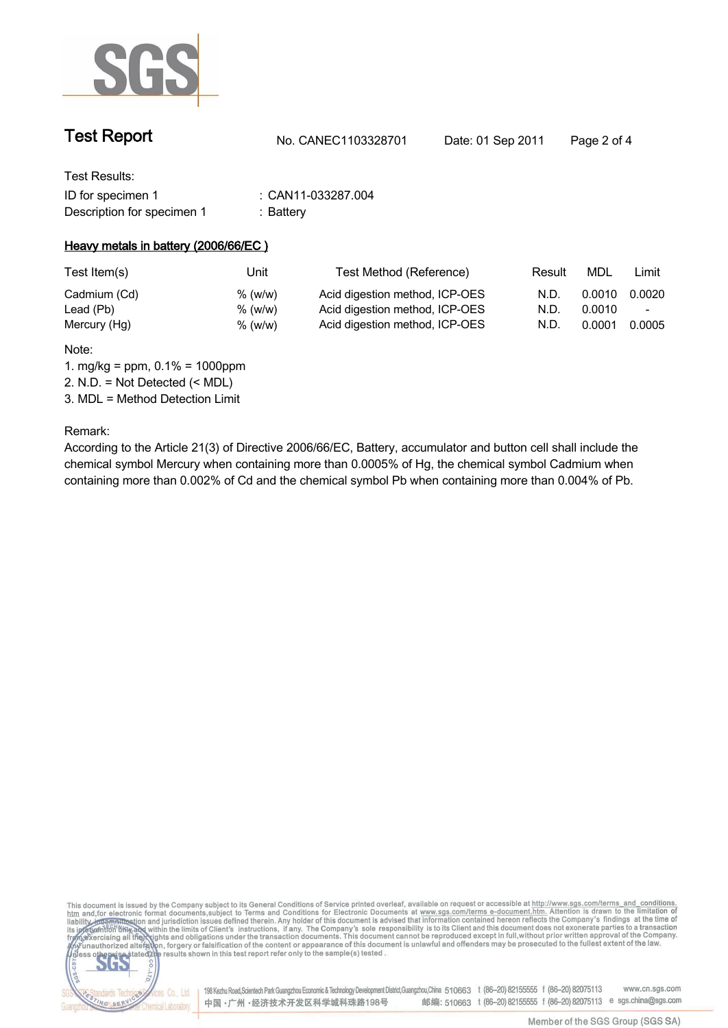## Test Report

No. CANEC1103328701    Date: 01 Sep 2011

Test Results:

ID for specimen 1 : CAN11-033287.004

Description for specimen 1 : Battery

### Heavy metals in battery (2006/66/EC )

| Test Item(s) | Unit | Test Method (Reference) | Result | MDL | Limit |
|---|---|---|---|---|---|
| Cadmium (Cd) | % (w/w) | Acid digestion method, ICP-OES | N.D. | 0.0010 | 0.0020 |
| Lead (Pb) | % (w/w) | Acid digestion method, ICP-OES | N.D. | 0.0010 | - |
| Mercury (Hg) | % (w/w) | Acid digestion method, ICP-OES | N.D. | 0.0001 | 0.0005 |

Note:

1. mg/kg = ppm, 0.1% = 1000ppm
2. N.D. = Not Detected (< MDL)
3. MDL = Method Detection Limit

Remark:

According to the Article 21(3) of Directive 2006/66/EC, Battery, accumulator and button cell shall include the chemical symbol Mercury when containing more than 0.0005% of Hg, the chemical symbol Cadmium when containing more than 0.002% of Cd and the chemical symbol Pb when containing more than 0.004% of Pb.

This document is issued by the Company subject to its General Conditions of Service printed overleaf, available on request or accessible at http://www.sgs.com/terms_and_conditions.htm and,for electronic format documents,subject to Terms and Conditions for Electronic Documents at www.sgs.com/terms_e-document.htm. Attention is drawn to the limitation of liability, indemnification and jurisdiction issues defined therein. Any holder of this document is advised that information contained hereon reflects the Company's findings at the time of its intervention only and within the limits of Client's instructions, if any. The Company's sole responsibility is to its Client and this document does not exonerate parties to a transaction from exercising all their rights and obligations under the transaction documents. This document cannot be reproduced except in full,without prior written approval of the Company. Any unauthorized alteration, forgery or falsification of the content or appearance of this document is unlawful and offenders may be prosecuted to the fullest extent of the law. Unless otherwise stated the results shown in this test report refer only to the sample(s) tested .

198 Kezhu Road,Scientech Park Guangzhou Economic & Technology Development District,Guangzhou,China 510663 t (86–20) 82155555 f (86–20) 82075113 www.cn.sgs.com
中国 · 广州 · 经济技术开发区科学城科珠路198号 邮编: 510663 t (86–20) 82155555 f (86–20) 82075113 e sgs.china@sgs.com

Member of the SGS Group (SGS SA)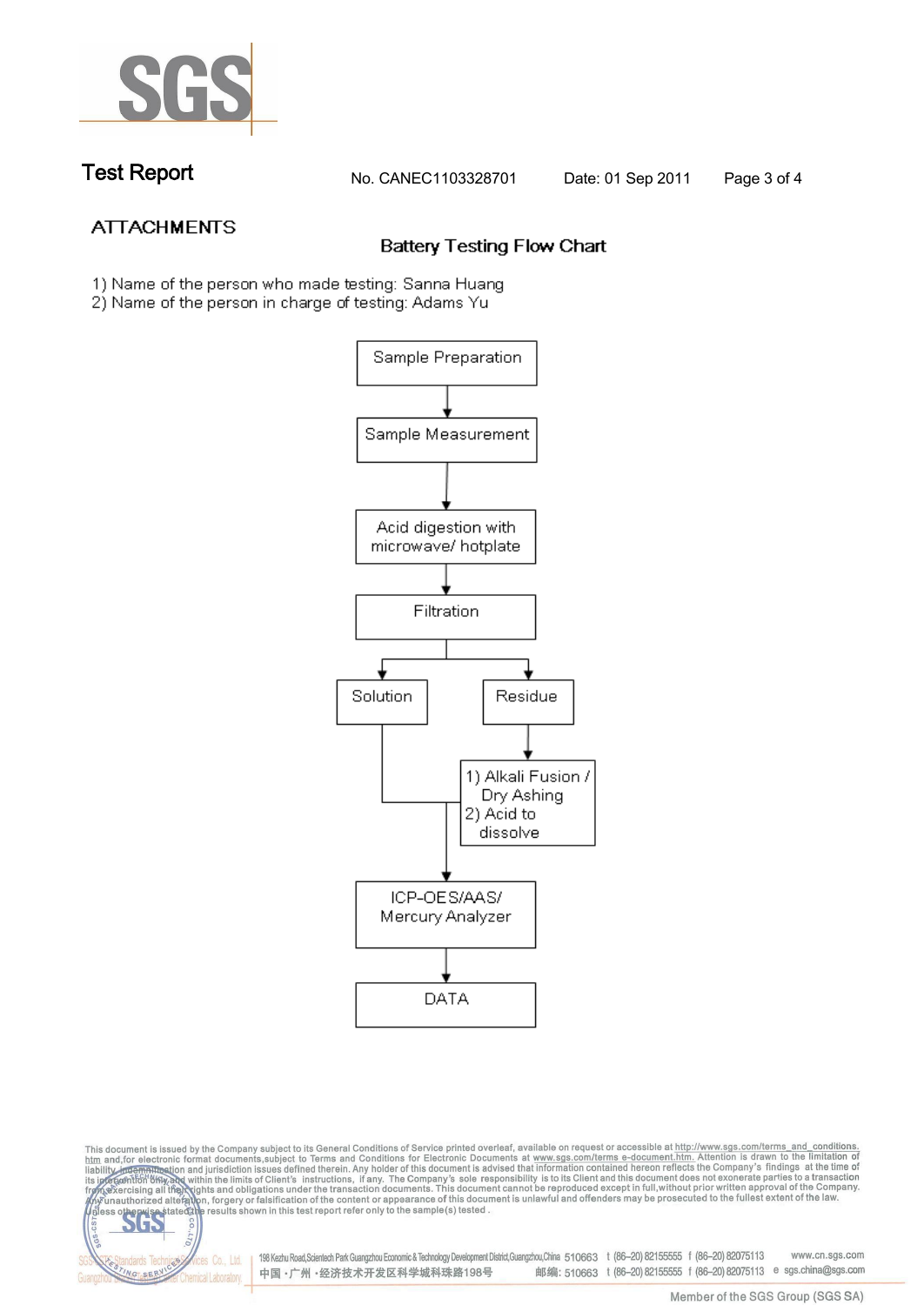# Test Report

No. CANEC1103328701 Date: 01 Sep 2011

## ATTACHMENTS

### Battery Testing Flow Chart

1) Name of the person who made testing: Sanna Huang
2) Name of the person in charge of testing: Adams Yu

Sample Preparation
↓
Sample Measurement
↓
Acid digestion with microwave/ hotplate
↓
Filtration
↓
Solution | Residue

Residue → 1) Alkali Fusion / Dry Ashing 2) Acid to dissolve

Solution + (dissolved Residue)
↓
ICP-OES/AAS/ Mercury Analyzer
↓
DATA

This document is issued by the Company subject to its General Conditions of Service printed overleaf, available on request or accessible at http://www.sgs.com/terms_and_conditions.htm and,for electronic format documents,subject to Terms and Conditions for Electronic Documents at www.sgs.com/terms_e-document.htm. Attention is drawn to the limitation of liability, indemnification and jurisdiction issues defined therein. Any holder of this document is advised that information contained hereon reflects the Company's findings at the time of its intervention only and within the limits of Client's instructions, if any. The Company's sole responsibility is to its Client and this document does not exonerate parties to a transaction from exercising all their rights and obligations under the transaction documents. This document cannot be reproduced except in full,without prior written approval of the Company. Any unauthorized alteration, forgery or falsification of the content or appearance of this document is unlawful and offenders may be prosecuted to the fullest extent of the law. Unless otherwise stated the results shown in this test report refer only to the sample(s) tested .

198 Kezhu Road,Scientech Park Guangzhou Economic & Technology Development District,Guangzhou,China 510663 t (86–20) 82155555 f (86–20) 82075113 www.cn.sgs.com
中国 · 广州 · 经济技术开发区科学城科珠路198号 邮编: 510663 t (86–20) 82155555 f (86–20) 82075113 e sgs.china@sgs.com

Member of the SGS Group (SGS SA)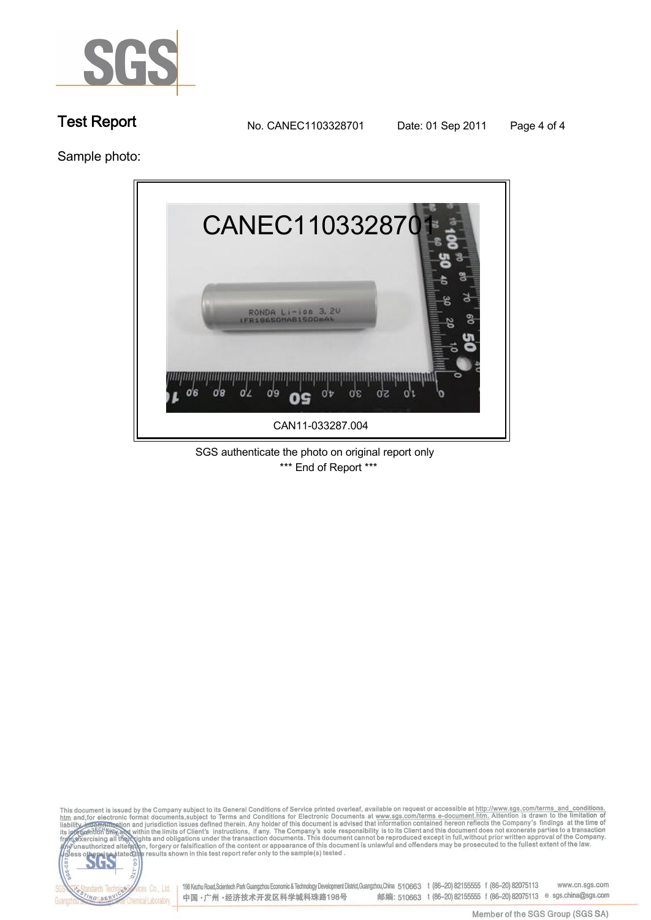## Test Report

No. CANEC1103328701 Date: 01 Sep 2011

Sample photo:

CANEC1103328701

CAN11-033287.004

SGS authenticate the photo on original report only

*** End of Report ***

This document is issued by the Company subject to its General Conditions of Service printed overleaf, available on request or accessible at http://www.sgs.com/terms_and_conditions.htm and, for electronic format documents, subject to Terms and Conditions for Electronic Documents at www.sgs.com/terms_e-document.htm. Attention is drawn to the limitation of liability, indemnification and jurisdiction issues defined therein. Any holder of this document is advised that information contained hereon reflects the Company's findings at the time of its intervention only and within the limits of Client's instructions, if any. The Company's sole responsibility is to its Client and this document does not exonerate parties to a transaction from exercising all their rights and obligations under the transaction documents. This document cannot be reproduced except in full, without prior written approval of the Company. Any unauthorized alteration, forgery or falsification of the content or appearance of this document is unlawful and offenders may be prosecuted to the fullest extent of the law. Unless otherwise stated the results shown in this test report refer only to the sample(s) tested .

198 Kezhu Road,Scientech Park Guangzhou Economic & Technology Development District,Guangzhou,China 510663 t (86–20) 82155555 f (86–20) 82075113 www.cn.sgs.com

中国・广州・经济技术开发区科学城科珠路198号 邮编: 510663 t (86–20) 82155555 f (86–20) 82075113 e sgs.china@sgs.com

Member of the SGS Group (SGS SA)